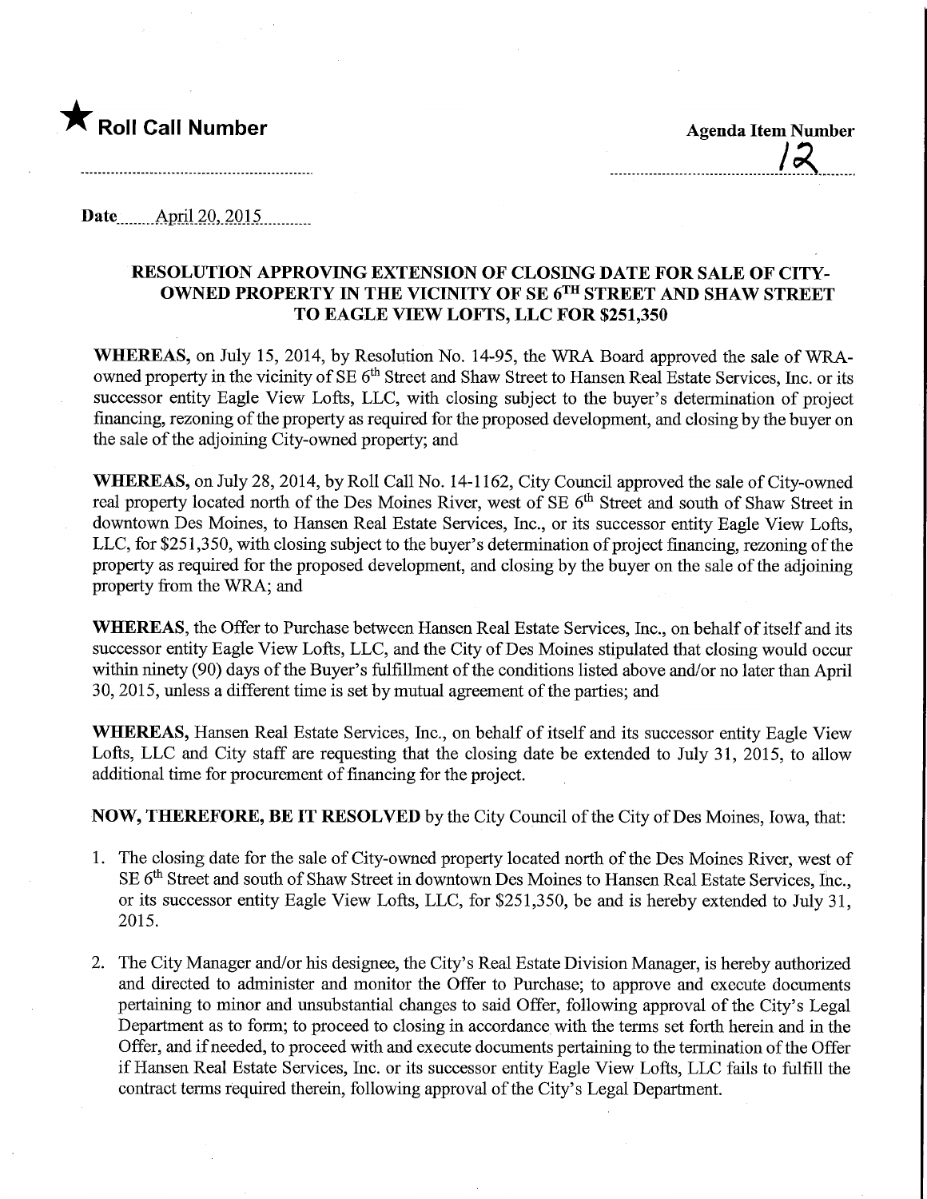★ **Roll Call Number**

**Agenda Item Number**

12

**Date** April 20, 2015

**RESOLUTION APPROVING EXTENSION OF CLOSING DATE FOR SALE OF CITY-OWNED PROPERTY IN THE VICINITY OF SE 6TH STREET AND SHAW STREET TO EAGLE VIEW LOFTS, LLC FOR $251,350**

**WHEREAS,** on July 15, 2014, by Resolution No. 14-95, the WRA Board approved the sale of WRA-owned property in the vicinity of SE 6th Street and Shaw Street to Hansen Real Estate Services, Inc. or its successor entity Eagle View Lofts, LLC, with closing subject to the buyer's determination of project financing, rezoning of the property as required for the proposed development, and closing by the buyer on the sale of the adjoining City-owned property; and

**WHEREAS,** on July 28, 2014, by Roll Call No. 14-1162, City Council approved the sale of City-owned real property located north of the Des Moines River, west of SE 6th Street and south of Shaw Street in downtown Des Moines, to Hansen Real Estate Services, Inc., or its successor entity Eagle View Lofts, LLC, for $251,350, with closing subject to the buyer's determination of project financing, rezoning of the property as required for the proposed development, and closing by the buyer on the sale of the adjoining property from the WRA; and

**WHEREAS,** the Offer to Purchase between Hansen Real Estate Services, Inc., on behalf of itself and its successor entity Eagle View Lofts, LLC, and the City of Des Moines stipulated that closing would occur within ninety (90) days of the Buyer's fulfillment of the conditions listed above and/or no later than April 30, 2015, unless a different time is set by mutual agreement of the parties; and

**WHEREAS,** Hansen Real Estate Services, Inc., on behalf of itself and its successor entity Eagle View Lofts, LLC and City staff are requesting that the closing date be extended to July 31, 2015, to allow additional time for procurement of financing for the project.

**NOW, THEREFORE, BE IT RESOLVED** by the City Council of the City of Des Moines, Iowa, that:

1. The closing date for the sale of City-owned property located north of the Des Moines River, west of SE 6th Street and south of Shaw Street in downtown Des Moines to Hansen Real Estate Services, Inc., or its successor entity Eagle View Lofts, LLC, for $251,350, be and is hereby extended to July 31, 2015.

2. The City Manager and/or his designee, the City's Real Estate Division Manager, is hereby authorized and directed to administer and monitor the Offer to Purchase; to approve and execute documents pertaining to minor and unsubstantial changes to said Offer, following approval of the City's Legal Department as to form; to proceed to closing in accordance with the terms set forth herein and in the Offer, and if needed, to proceed with and execute documents pertaining to the termination of the Offer if Hansen Real Estate Services, Inc. or its successor entity Eagle View Lofts, LLC fails to fulfill the contract terms required therein, following approval of the City's Legal Department.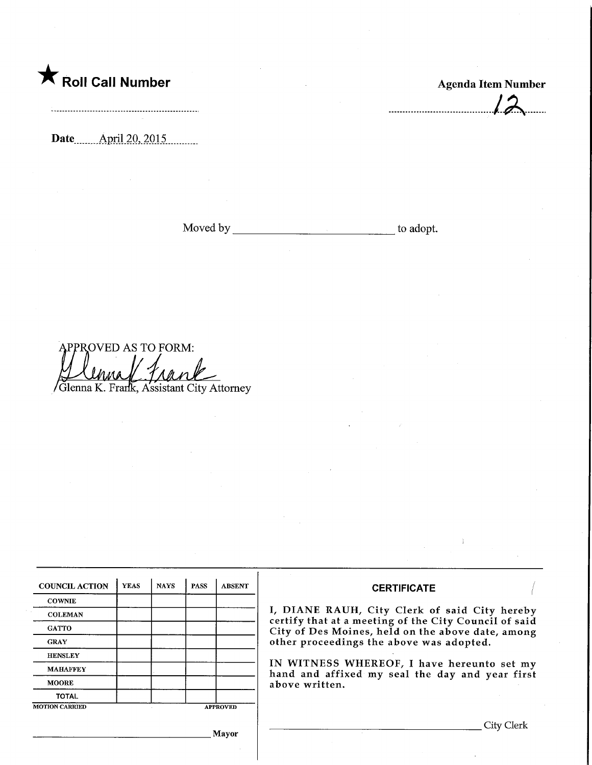★ **Roll Call Number**

**Agenda Item Number**

12

**Date** April 20, 2015

Moved by ______________________ to adopt.

APPROVED AS TO FORM:

Glenna K. Frank, Assistant City Attorney

| COUNCIL ACTION | YEAS | NAYS | PASS | ABSENT |
|---|---|---|---|---|
| COWNIE | | | | |
| COLEMAN | | | | |
| GATTO | | | | |
| GRAY | | | | |
| HENSLEY | | | | |
| MAHAFFEY | | | | |
| MOORE | | | | |
| TOTAL | | | | |

MOTION CARRIED APPROVED

______________________ Mayor

**CERTIFICATE**

I, DIANE RAUH, City Clerk of said City hereby certify that at a meeting of the City Council of said City of Des Moines, held on the above date, among other proceedings the above was adopted.

IN WITNESS WHEREOF, I have hereunto set my hand and affixed my seal the day and year first above written.

______________________ City Clerk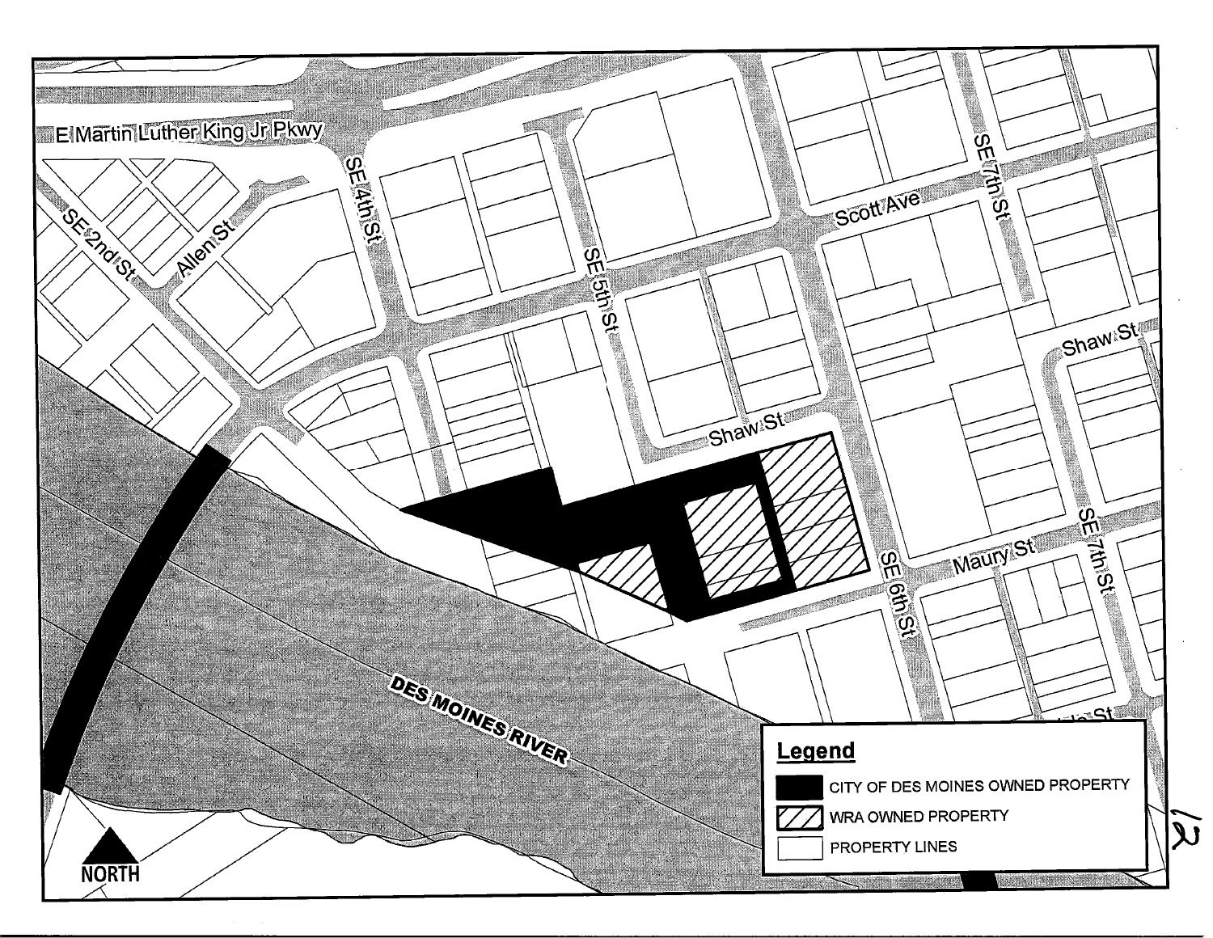E Martin Luther King Jr Pkwy

SE 2nd St

Allen St

SE 4th St

SE 5th St

Scott Ave

SE 7th St

Shaw St

Shaw St

Maury St

SE 6th St

SE 7th St

DES MOINES RIVER

NORTH

**Legend**

CITY OF DES MOINES OWNED PROPERTY

WRA OWNED PROPERTY

PROPERTY LINES